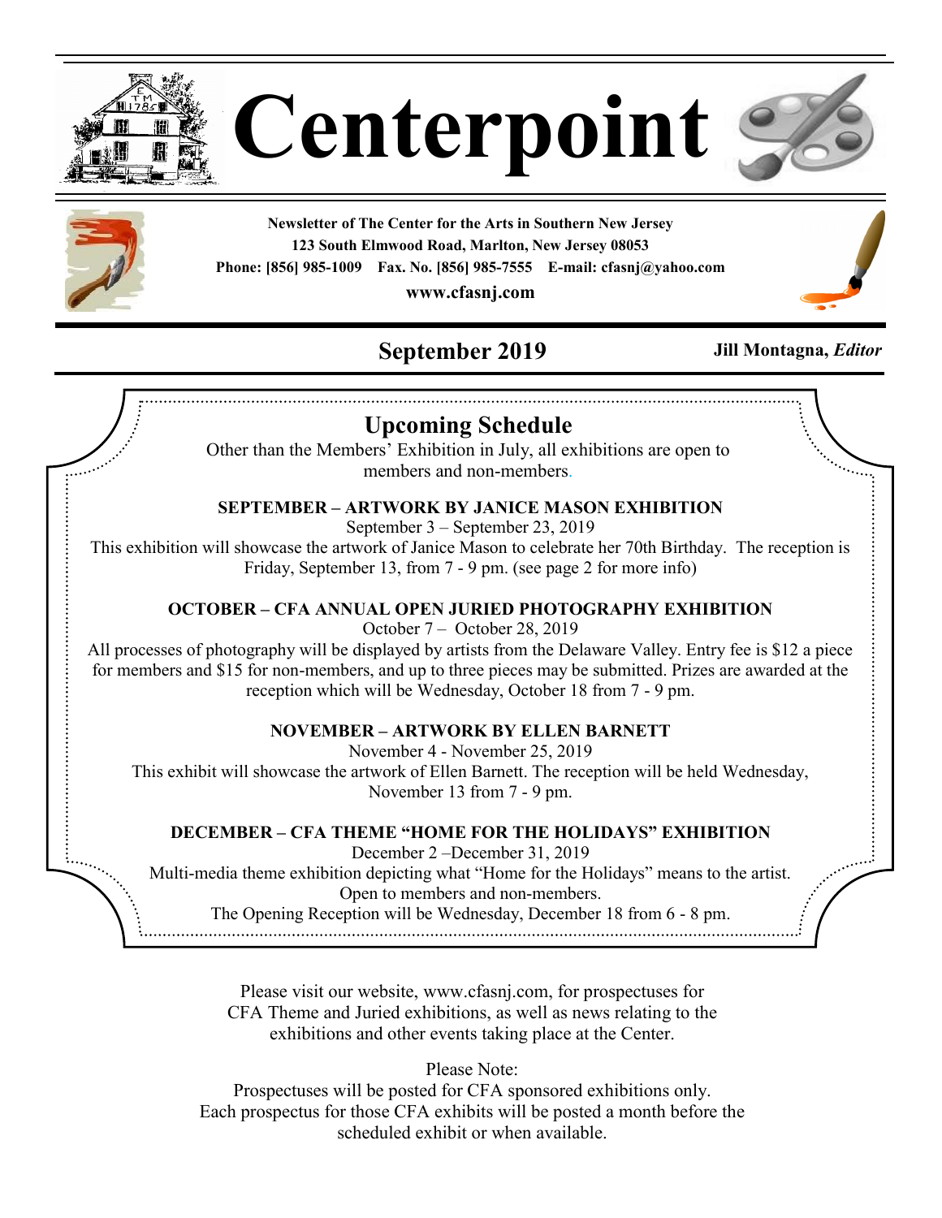# Centerpoint

**Newsletter of The Center for the Arts in Southern New Jersey**
**123 South Elmwood Road, Marlton, New Jersey 08053**
**Phone: [856] 985-1009 Fax. No. [856] 985-7555 E-mail: cfasnj@yahoo.com**
**www.cfasnj.com**

## September 2019

**Jill Montagna, *Editor***

## Upcoming Schedule

Other than the Members' Exhibition in July, all exhibitions are open to members and non-members.

**SEPTEMBER – ARTWORK BY JANICE MASON EXHIBITION**

September 3 – September 23, 2019

This exhibition will showcase the artwork of Janice Mason to celebrate her 70th Birthday. The reception is Friday, September 13, from 7 - 9 pm. (see page 2 for more info)

**OCTOBER – CFA ANNUAL OPEN JURIED PHOTOGRAPHY EXHIBITION**

October 7 – October 28, 2019

All processes of photography will be displayed by artists from the Delaware Valley. Entry fee is $12 a piece for members and $15 for non-members, and up to three pieces may be submitted. Prizes are awarded at the reception which will be Wednesday, October 18 from 7 - 9 pm.

**NOVEMBER – ARTWORK BY ELLEN BARNETT**

November 4 - November 25, 2019

This exhibit will showcase the artwork of Ellen Barnett. The reception will be held Wednesday, November 13 from 7 - 9 pm.

**DECEMBER – CFA THEME "HOME FOR THE HOLIDAYS" EXHIBITION**

December 2 –December 31, 2019

Multi-media theme exhibition depicting what "Home for the Holidays" means to the artist.
Open to members and non-members.
The Opening Reception will be Wednesday, December 18 from 6 - 8 pm.

Please visit our website, www.cfasnj.com, for prospectuses for CFA Theme and Juried exhibitions, as well as news relating to the exhibitions and other events taking place at the Center.

Please Note:
Prospectuses will be posted for CFA sponsored exhibitions only.
Each prospectus for those CFA exhibits will be posted a month before the scheduled exhibit or when available.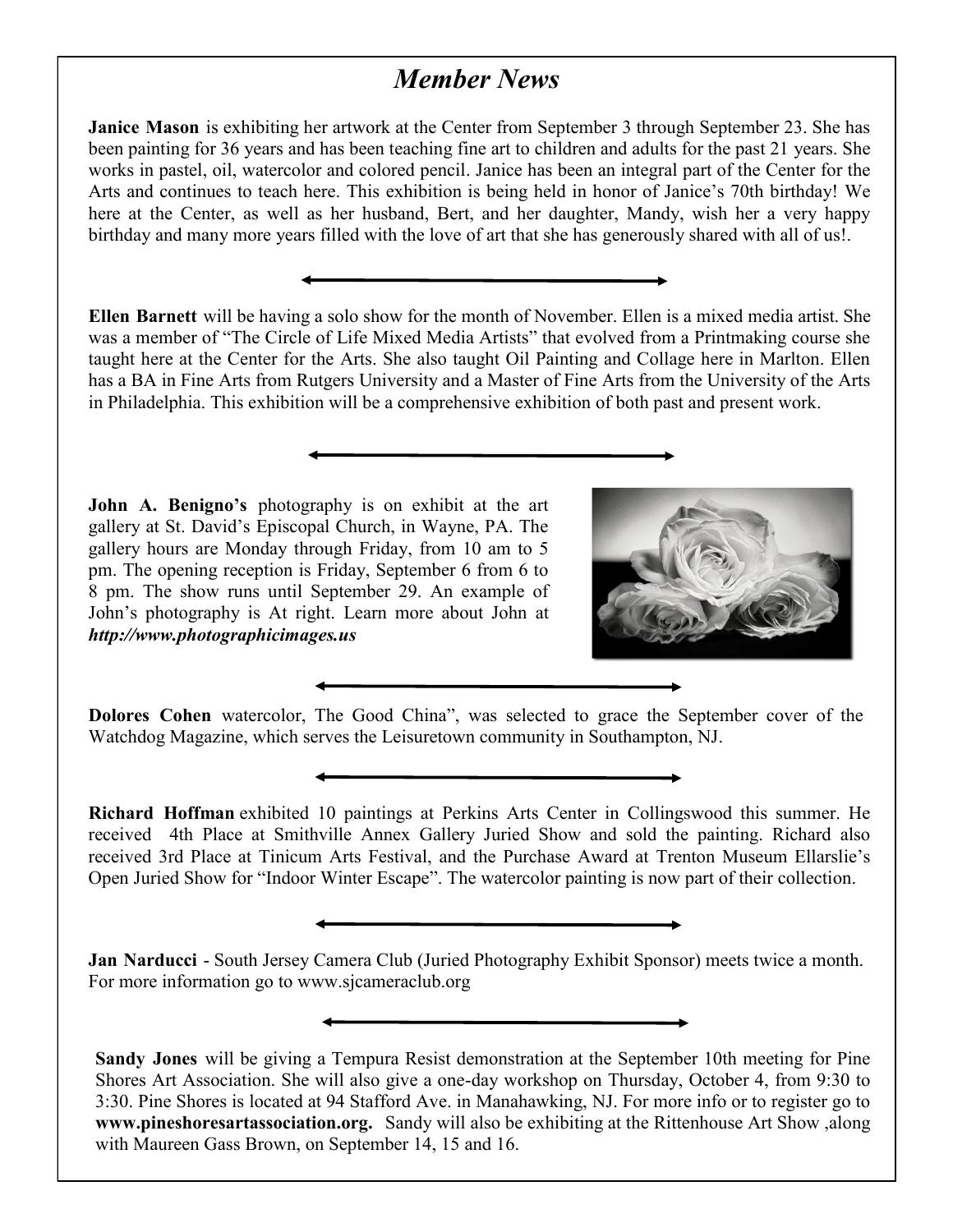# *Member News*

**Janice Mason** is exhibiting her artwork at the Center from September 3 through September 23. She has been painting for 36 years and has been teaching fine art to children and adults for the past 21 years. She works in pastel, oil, watercolor and colored pencil. Janice has been an integral part of the Center for the Arts and continues to teach here. This exhibition is being held in honor of Janice's 70th birthday! We here at the Center, as well as her husband, Bert, and her daughter, Mandy, wish her a very happy birthday and many more years filled with the love of art that she has generously shared with all of us!.

**Ellen Barnett** will be having a solo show for the month of November. Ellen is a mixed media artist. She was a member of "The Circle of Life Mixed Media Artists" that evolved from a Printmaking course she taught here at the Center for the Arts. She also taught Oil Painting and Collage here in Marlton. Ellen has a BA in Fine Arts from Rutgers University and a Master of Fine Arts from the University of the Arts in Philadelphia. This exhibition will be a comprehensive exhibition of both past and present work.

**John A. Benigno's** photography is on exhibit at the art gallery at St. David's Episcopal Church, in Wayne, PA. The gallery hours are Monday through Friday, from 10 am to 5 pm. The opening reception is Friday, September 6 from 6 to 8 pm. The show runs until September 29. An example of John's photography is At right. Learn more about John at ***http://www.photographicimages.us***

**Dolores Cohen** watercolor, The Good China", was selected to grace the September cover of the Watchdog Magazine, which serves the Leisuretown community in Southampton, NJ.

**Richard Hoffman** exhibited 10 paintings at Perkins Arts Center in Collingswood this summer. He received 4th Place at Smithville Annex Gallery Juried Show and sold the painting. Richard also received 3rd Place at Tinicum Arts Festival, and the Purchase Award at Trenton Museum Ellarslie's Open Juried Show for "Indoor Winter Escape". The watercolor painting is now part of their collection.

**Jan Narducci** - South Jersey Camera Club (Juried Photography Exhibit Sponsor) meets twice a month. For more information go to www.sjcameraclub.org

**Sandy Jones** will be giving a Tempura Resist demonstration at the September 10th meeting for Pine Shores Art Association. She will also give a one-day workshop on Thursday, October 4, from 9:30 to 3:30. Pine Shores is located at 94 Stafford Ave. in Manahawking, NJ. For more info or to register go to **www.pineshoresartassociation.org.** Sandy will also be exhibiting at the Rittenhouse Art Show ,along with Maureen Gass Brown, on September 14, 15 and 16.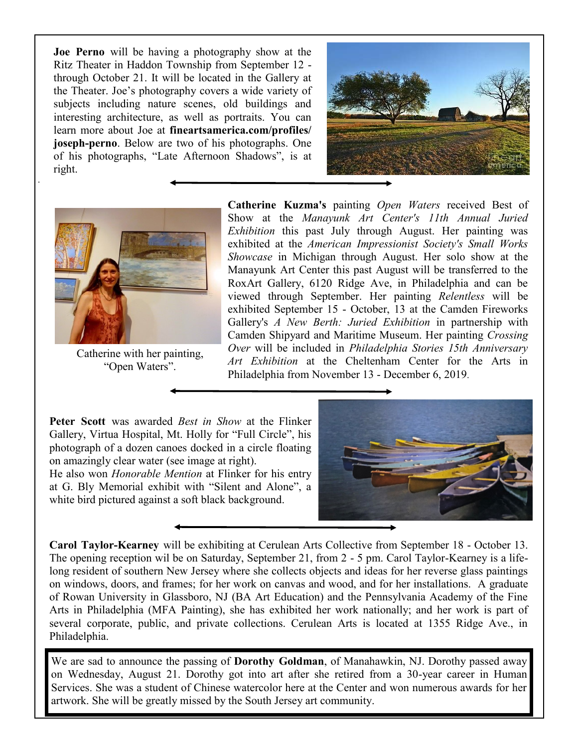**Joe Perno** will be having a photography show at the Ritz Theater in Haddon Township from September 12 - through October 21. It will be located in the Gallery at the Theater. Joe's photography covers a wide variety of subjects including nature scenes, old buildings and interesting architecture, as well as portraits. You can learn more about Joe at **fineartsamerica.com/profiles/joseph-perno**. Below are two of his photographs. One of his photographs, "Late Afternoon Shadows", is at right.

Catherine with her painting, "Open Waters".

**Catherine Kuzma's** painting *Open Waters* received Best of Show at the *Manayunk Art Center's 11th Annual Juried Exhibition* this past July through August. Her painting was exhibited at the *American Impressionist Society's Small Works Showcase* in Michigan through August. Her solo show at the Manayunk Art Center this past August will be transferred to the RoxArt Gallery, 6120 Ridge Ave, in Philadelphia and can be viewed through September. Her painting *Relentless* will be exhibited September 15 - October, 13 at the Camden Fireworks Gallery's *A New Berth: Juried Exhibition* in partnership with Camden Shipyard and Maritime Museum. Her painting *Crossing Over* will be included in *Philadelphia Stories 15th Anniversary Art Exhibition* at the Cheltenham Center for the Arts in Philadelphia from November 13 - December 6, 2019.

**Peter Scott** was awarded *Best in Show* at the Flinker Gallery, Virtua Hospital, Mt. Holly for "Full Circle", his photograph of a dozen canoes docked in a circle floating on amazingly clear water (see image at right).
He also won *Honorable Mention* at Flinker for his entry at G. Bly Memorial exhibit with "Silent and Alone", a white bird pictured against a soft black background.

**Carol Taylor-Kearney** will be exhibiting at Cerulean Arts Collective from September 18 - October 13. The opening reception wil be on Saturday, September 21, from 2 - 5 pm. Carol Taylor-Kearney is a life-long resident of southern New Jersey where she collects objects and ideas for her reverse glass paintings on windows, doors, and frames; for her work on canvas and wood, and for her installations. A graduate of Rowan University in Glassboro, NJ (BA Art Education) and the Pennsylvania Academy of the Fine Arts in Philadelphia (MFA Painting), she has exhibited her work nationally; and her work is part of several corporate, public, and private collections. Cerulean Arts is located at 1355 Ridge Ave., in Philadelphia.

We are sad to announce the passing of **Dorothy Goldman**, of Manahawkin, NJ. Dorothy passed away on Wednesday, August 21. Dorothy got into art after she retired from a 30-year career in Human Services. She was a student of Chinese watercolor here at the Center and won numerous awards for her artwork. She will be greatly missed by the South Jersey art community.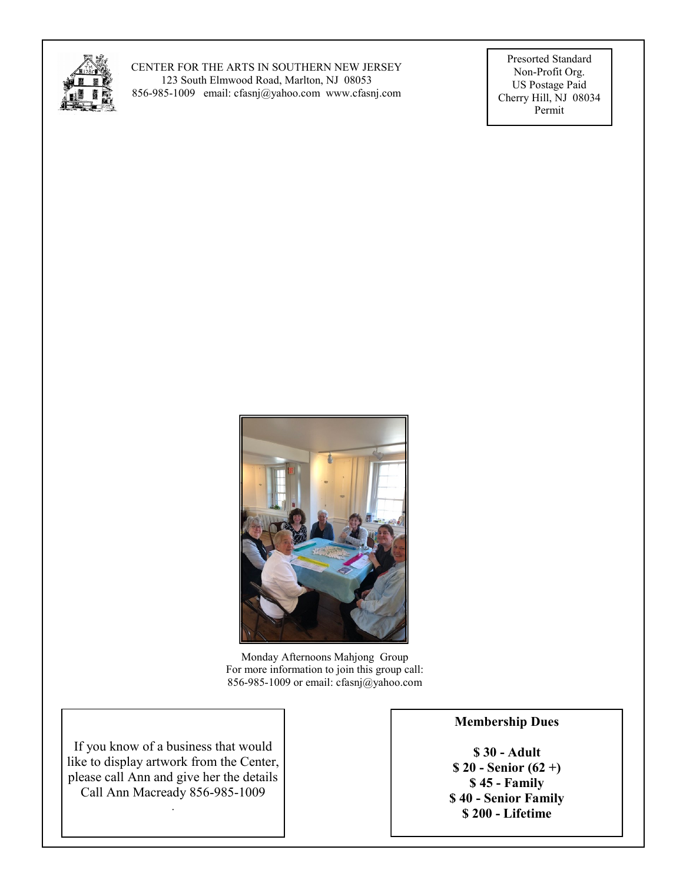CENTER FOR THE ARTS IN SOUTHERN NEW JERSEY
123 South Elmwood Road, Marlton, NJ 08053
856-985-1009 email: cfasnj@yahoo.com www.cfasnj.com

Presorted Standard
Non-Profit Org.
US Postage Paid
Cherry Hill, NJ 08034
Permit

Monday Afternoons Mahjong Group
For more information to join this group call:
856-985-1009 or email: cfasnj@yahoo.com

If you know of a business that would like to display artwork from the Center, please call Ann and give her the details
Call Ann Macready 856-985-1009

**Membership Dues**

**$ 30 - Adult**
**$ 20 - Senior (62 +)**
**$ 45 - Family**
**$ 40 - Senior Family**
**$ 200 - Lifetime**